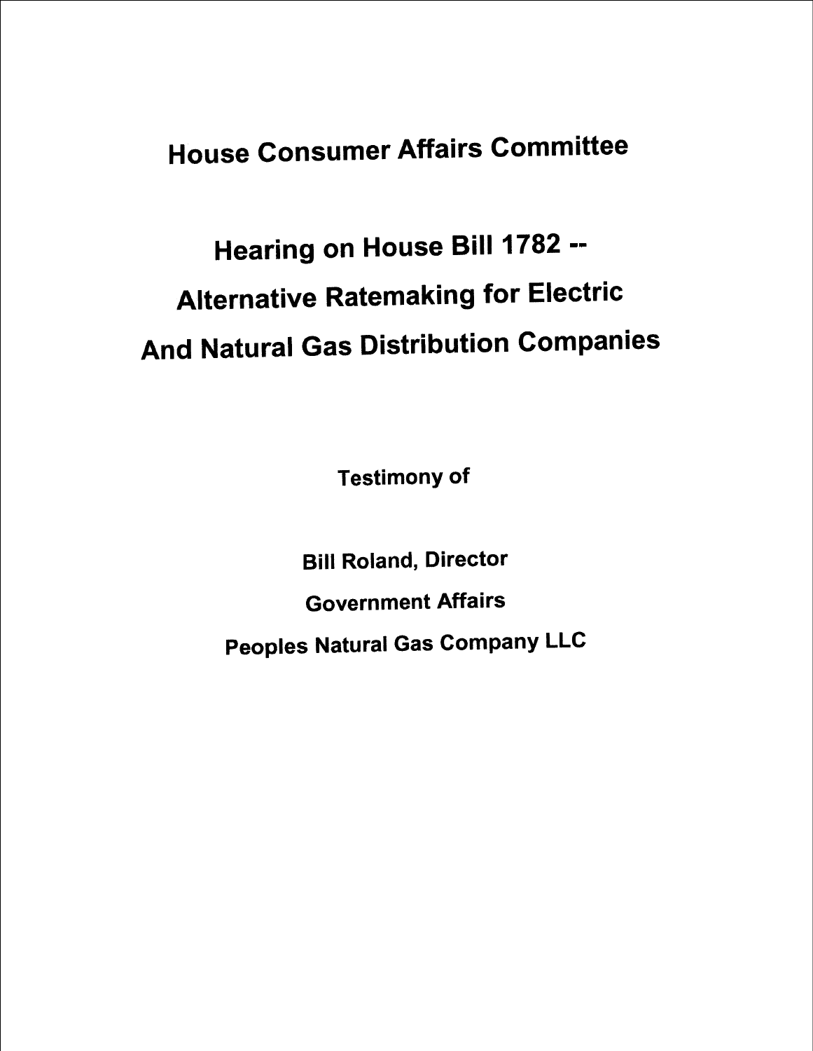# House Consumer Affairs Committee

## Hearing on House Bill 1782 -- Alternative Ratemaking for Electric And Natural Gas Distribution Companies

**Testimony of**

**Bill Roland, Director**

**Government Affairs**

**Peoples Natural Gas Company LLC**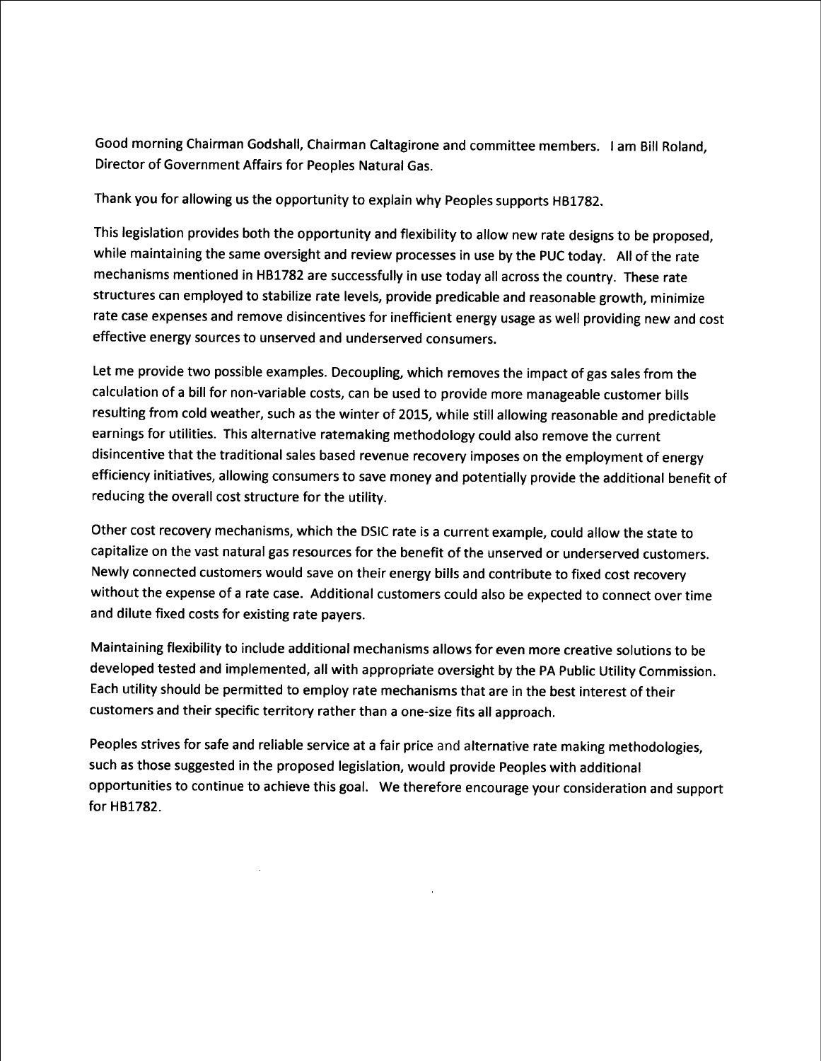Good morning Chairman Godshall, Chairman Caltagirone and committee members. I am Bill Roland, Director of Government Affairs for Peoples Natural Gas.

Thank you for allowing us the opportunity to explain why Peoples supports HB1782.

This legislation provides both the opportunity and flexibility to allow new rate designs to be proposed, while maintaining the same oversight and review processes in use by the PUC today. All of the rate mechanisms mentioned in HB1782 are successfully in use today all across the country. These rate structures can employed to stabilize rate levels, provide predicable and reasonable growth, minimize rate case expenses and remove disincentives for inefficient energy usage as well providing new and cost effective energy sources to unserved and underserved consumers.

Let me provide two possible examples. Decoupling, which removes the impact of gas sales from the calculation of a bill for non-variable costs, can be used to provide more manageable customer bills resulting from cold weather, such as the winter of 2015, while still allowing reasonable and predictable earnings for utilities. This alternative ratemaking methodology could also remove the current disincentive that the traditional sales based revenue recovery imposes on the employment of energy efficiency initiatives, allowing consumers to save money and potentially provide the additional benefit of reducing the overall cost structure for the utility.

Other cost recovery mechanisms, which the DSIC rate is a current example, could allow the state to capitalize on the vast natural gas resources for the benefit of the unserved or underserved customers. Newly connected customers would save on their energy bills and contribute to fixed cost recovery without the expense of a rate case. Additional customers could also be expected to connect over time and dilute fixed costs for existing rate payers.

Maintaining flexibility to include additional mechanisms allows for even more creative solutions to be developed tested and implemented, all with appropriate oversight by the PA Public Utility Commission. Each utility should be permitted to employ rate mechanisms that are in the best interest of their customers and their specific territory rather than a one-size fits all approach.

Peoples strives for safe and reliable service at a fair price and alternative rate making methodologies, such as those suggested in the proposed legislation, would provide Peoples with additional opportunities to continue to achieve this goal. We therefore encourage your consideration and support for HB1782.